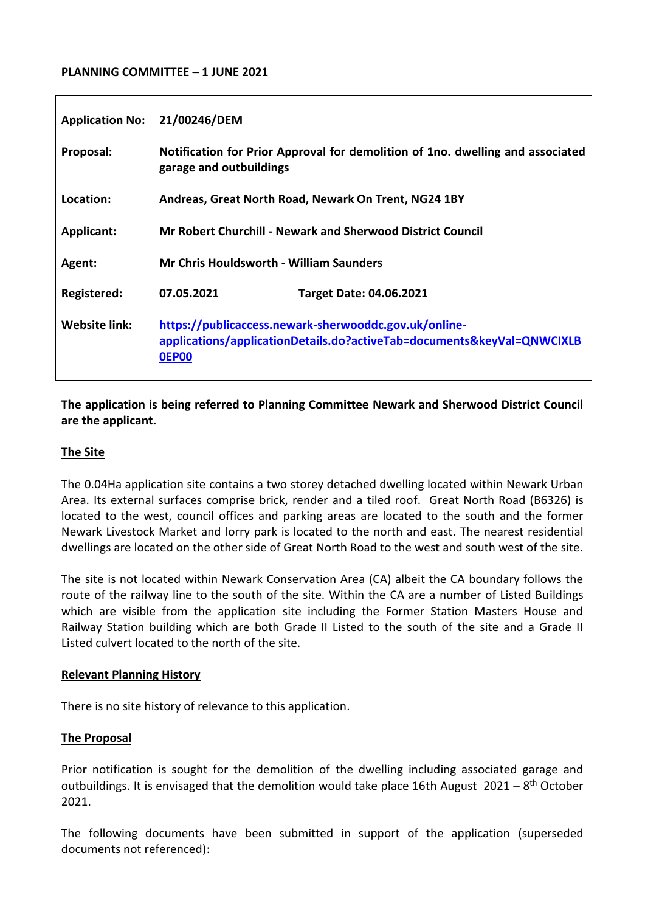**PLANNING COMMITTEE – 1 JUNE 2021**

| | | |
|---|---|---|
| **Application No:** | **21/00246/DEM** | |
| **Proposal:** | **Notification for Prior Approval for demolition of 1no. dwelling and associated garage and outbuildings** | |
| **Location:** | **Andreas, Great North Road, Newark On Trent, NG24 1BY** | |
| **Applicant:** | **Mr Robert Churchill - Newark and Sherwood District Council** | |
| **Agent:** | **Mr Chris Houldsworth - William Saunders** | |
| **Registered:** | **07.05.2021** | **Target Date: 04.06.2021** |
| **Website link:** | **[https://publicaccess.newark-sherwooddc.gov.uk/online-applications/applicationDetails.do?activeTab=documents&keyVal=QNWCIXLB0EP00](https://publicaccess.newark-sherwooddc.gov.uk/online-applications/applicationDetails.do?activeTab=documents&keyVal=QNWCIXLB0EP00)** | |

**The application is being referred to Planning Committee Newark and Sherwood District Council are the applicant.**

## The Site

The 0.04Ha application site contains a two storey detached dwelling located within Newark Urban Area. Its external surfaces comprise brick, render and a tiled roof. Great North Road (B6326) is located to the west, council offices and parking areas are located to the south and the former Newark Livestock Market and lorry park is located to the north and east. The nearest residential dwellings are located on the other side of Great North Road to the west and south west of the site.

The site is not located within Newark Conservation Area (CA) albeit the CA boundary follows the route of the railway line to the south of the site. Within the CA are a number of Listed Buildings which are visible from the application site including the Former Station Masters House and Railway Station building which are both Grade II Listed to the south of the site and a Grade II Listed culvert located to the north of the site.

## Relevant Planning History

There is no site history of relevance to this application.

## The Proposal

Prior notification is sought for the demolition of the dwelling including associated garage and outbuildings. It is envisaged that the demolition would take place 16th August 2021 – 8th October 2021.

The following documents have been submitted in support of the application (superseded documents not referenced):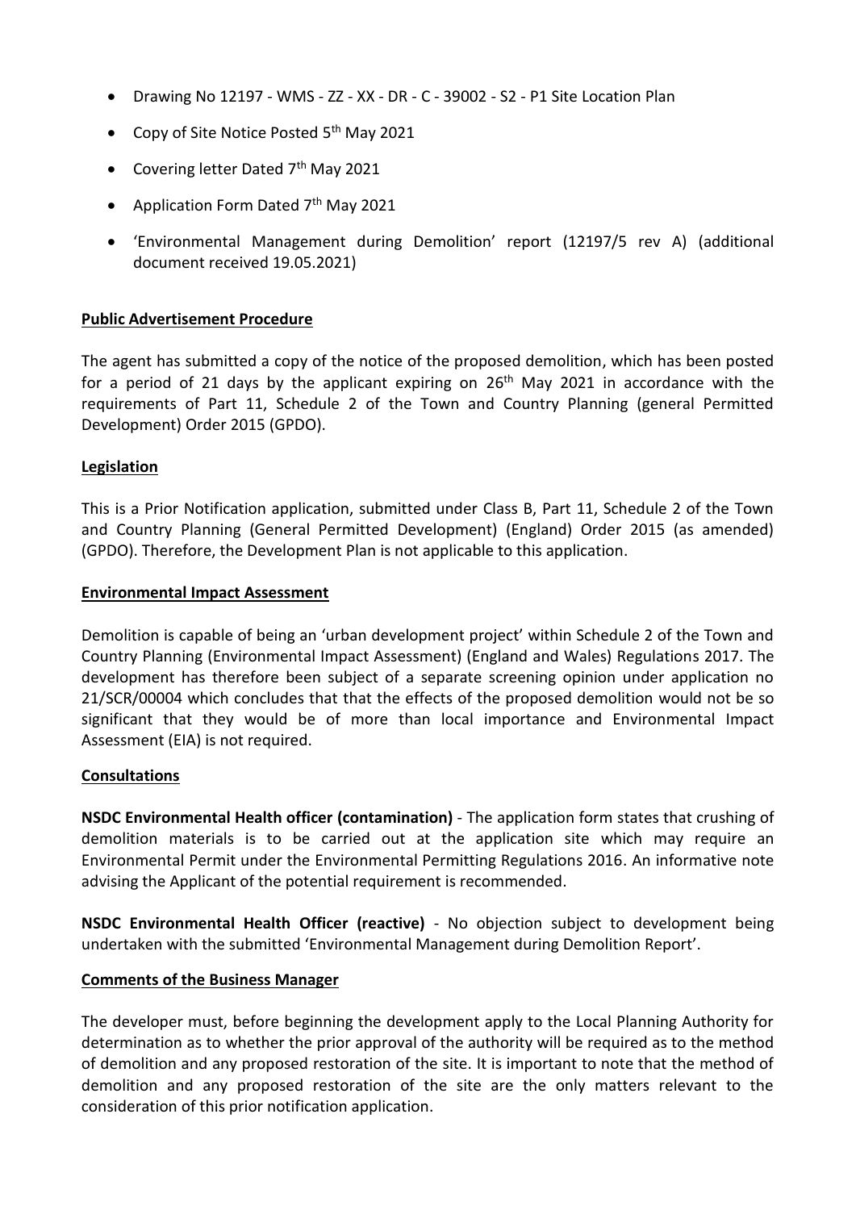- Drawing No 12197 - WMS - ZZ - XX - DR - C - 39002 - S2 - P1 Site Location Plan
- Copy of Site Notice Posted 5th May 2021
- Covering letter Dated 7th May 2021
- Application Form Dated 7th May 2021
- 'Environmental Management during Demolition' report (12197/5 rev A) (additional document received 19.05.2021)

**Public Advertisement Procedure**

The agent has submitted a copy of the notice of the proposed demolition, which has been posted for a period of 21 days by the applicant expiring on 26th May 2021 in accordance with the requirements of Part 11, Schedule 2 of the Town and Country Planning (general Permitted Development) Order 2015 (GPDO).

**Legislation**

This is a Prior Notification application, submitted under Class B, Part 11, Schedule 2 of the Town and Country Planning (General Permitted Development) (England) Order 2015 (as amended) (GPDO). Therefore, the Development Plan is not applicable to this application.

**Environmental Impact Assessment**

Demolition is capable of being an 'urban development project' within Schedule 2 of the Town and Country Planning (Environmental Impact Assessment) (England and Wales) Regulations 2017. The development has therefore been subject of a separate screening opinion under application no 21/SCR/00004 which concludes that that the effects of the proposed demolition would not be so significant that they would be of more than local importance and Environmental Impact Assessment (EIA) is not required.

**Consultations**

**NSDC Environmental Health officer (contamination)** - The application form states that crushing of demolition materials is to be carried out at the application site which may require an Environmental Permit under the Environmental Permitting Regulations 2016. An informative note advising the Applicant of the potential requirement is recommended.

**NSDC Environmental Health Officer (reactive)** - No objection subject to development being undertaken with the submitted 'Environmental Management during Demolition Report'.

**Comments of the Business Manager**

The developer must, before beginning the development apply to the Local Planning Authority for determination as to whether the prior approval of the authority will be required as to the method of demolition and any proposed restoration of the site. It is important to note that the method of demolition and any proposed restoration of the site are the only matters relevant to the consideration of this prior notification application.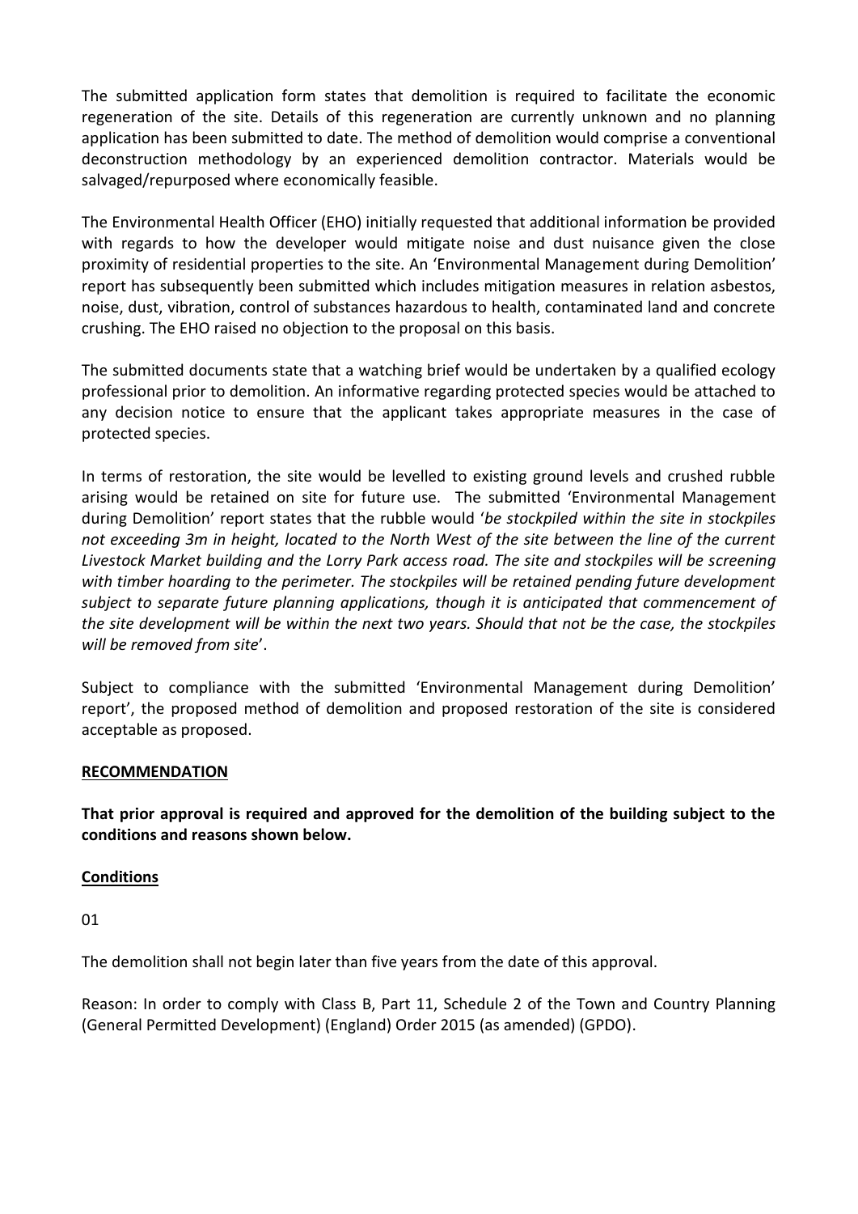The submitted application form states that demolition is required to facilitate the economic regeneration of the site. Details of this regeneration are currently unknown and no planning application has been submitted to date. The method of demolition would comprise a conventional deconstruction methodology by an experienced demolition contractor. Materials would be salvaged/repurposed where economically feasible.

The Environmental Health Officer (EHO) initially requested that additional information be provided with regards to how the developer would mitigate noise and dust nuisance given the close proximity of residential properties to the site. An 'Environmental Management during Demolition' report has subsequently been submitted which includes mitigation measures in relation asbestos, noise, dust, vibration, control of substances hazardous to health, contaminated land and concrete crushing. The EHO raised no objection to the proposal on this basis.

The submitted documents state that a watching brief would be undertaken by a qualified ecology professional prior to demolition. An informative regarding protected species would be attached to any decision notice to ensure that the applicant takes appropriate measures in the case of protected species.

In terms of restoration, the site would be levelled to existing ground levels and crushed rubble arising would be retained on site for future use. The submitted 'Environmental Management during Demolition' report states that the rubble would '*be stockpiled within the site in stockpiles not exceeding 3m in height, located to the North West of the site between the line of the current Livestock Market building and the Lorry Park access road. The site and stockpiles will be screening with timber hoarding to the perimeter. The stockpiles will be retained pending future development subject to separate future planning applications, though it is anticipated that commencement of the site development will be within the next two years. Should that not be the case, the stockpiles will be removed from site*'.

Subject to compliance with the submitted 'Environmental Management during Demolition' report', the proposed method of demolition and proposed restoration of the site is considered acceptable as proposed.

**RECOMMENDATION**

**That prior approval is required and approved for the demolition of the building subject to the conditions and reasons shown below.**

**Conditions**

01

The demolition shall not begin later than five years from the date of this approval.

Reason: In order to comply with Class B, Part 11, Schedule 2 of the Town and Country Planning (General Permitted Development) (England) Order 2015 (as amended) (GPDO).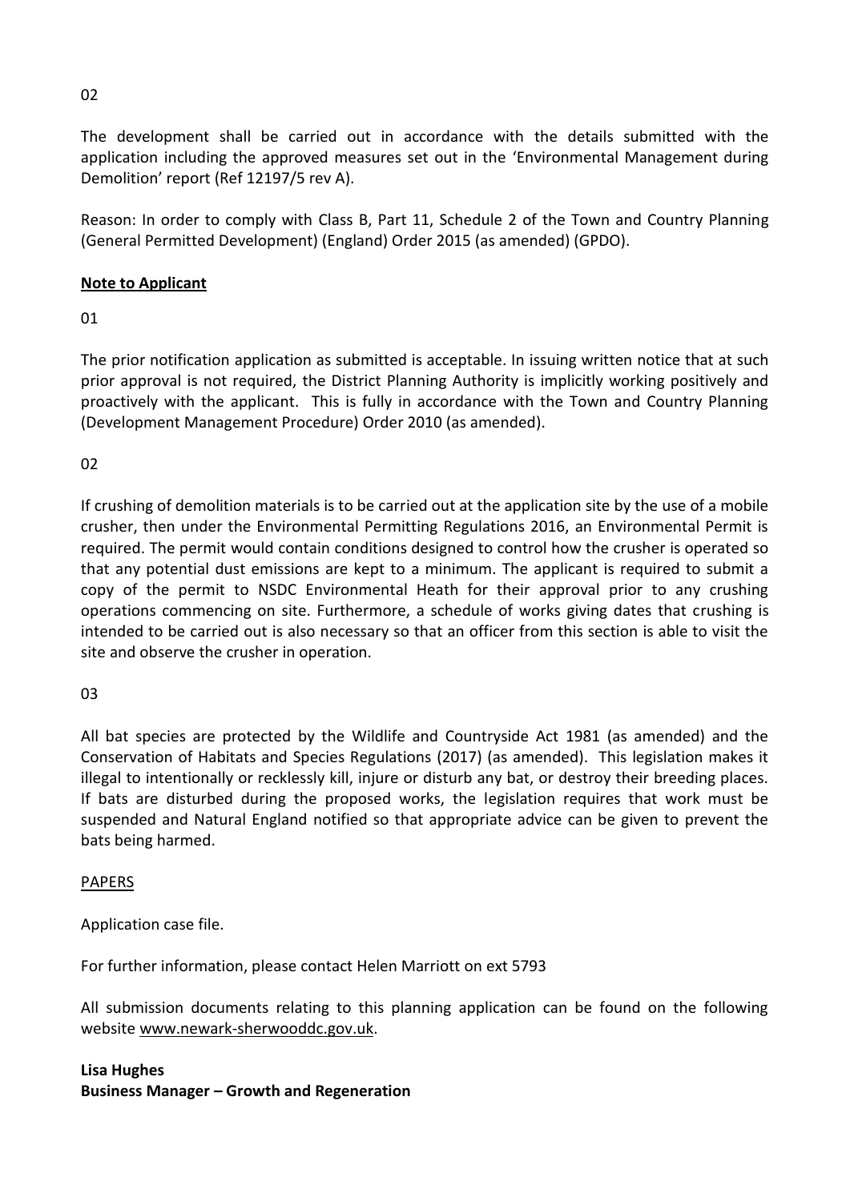02

The development shall be carried out in accordance with the details submitted with the application including the approved measures set out in the 'Environmental Management during Demolition' report (Ref 12197/5 rev A).

Reason: In order to comply with Class B, Part 11, Schedule 2 of the Town and Country Planning (General Permitted Development) (England) Order 2015 (as amended) (GPDO).

**Note to Applicant**

01

The prior notification application as submitted is acceptable. In issuing written notice that at such prior approval is not required, the District Planning Authority is implicitly working positively and proactively with the applicant. This is fully in accordance with the Town and Country Planning (Development Management Procedure) Order 2010 (as amended).

02

If crushing of demolition materials is to be carried out at the application site by the use of a mobile crusher, then under the Environmental Permitting Regulations 2016, an Environmental Permit is required. The permit would contain conditions designed to control how the crusher is operated so that any potential dust emissions are kept to a minimum. The applicant is required to submit a copy of the permit to NSDC Environmental Heath for their approval prior to any crushing operations commencing on site. Furthermore, a schedule of works giving dates that crushing is intended to be carried out is also necessary so that an officer from this section is able to visit the site and observe the crusher in operation.

03

All bat species are protected by the Wildlife and Countryside Act 1981 (as amended) and the Conservation of Habitats and Species Regulations (2017) (as amended). This legislation makes it illegal to intentionally or recklessly kill, injure or disturb any bat, or destroy their breeding places. If bats are disturbed during the proposed works, the legislation requires that work must be suspended and Natural England notified so that appropriate advice can be given to prevent the bats being harmed.

PAPERS

Application case file.

For further information, please contact Helen Marriott on ext 5793

All submission documents relating to this planning application can be found on the following website www.newark-sherwooddc.gov.uk.

**Lisa Hughes**
**Business Manager – Growth and Regeneration**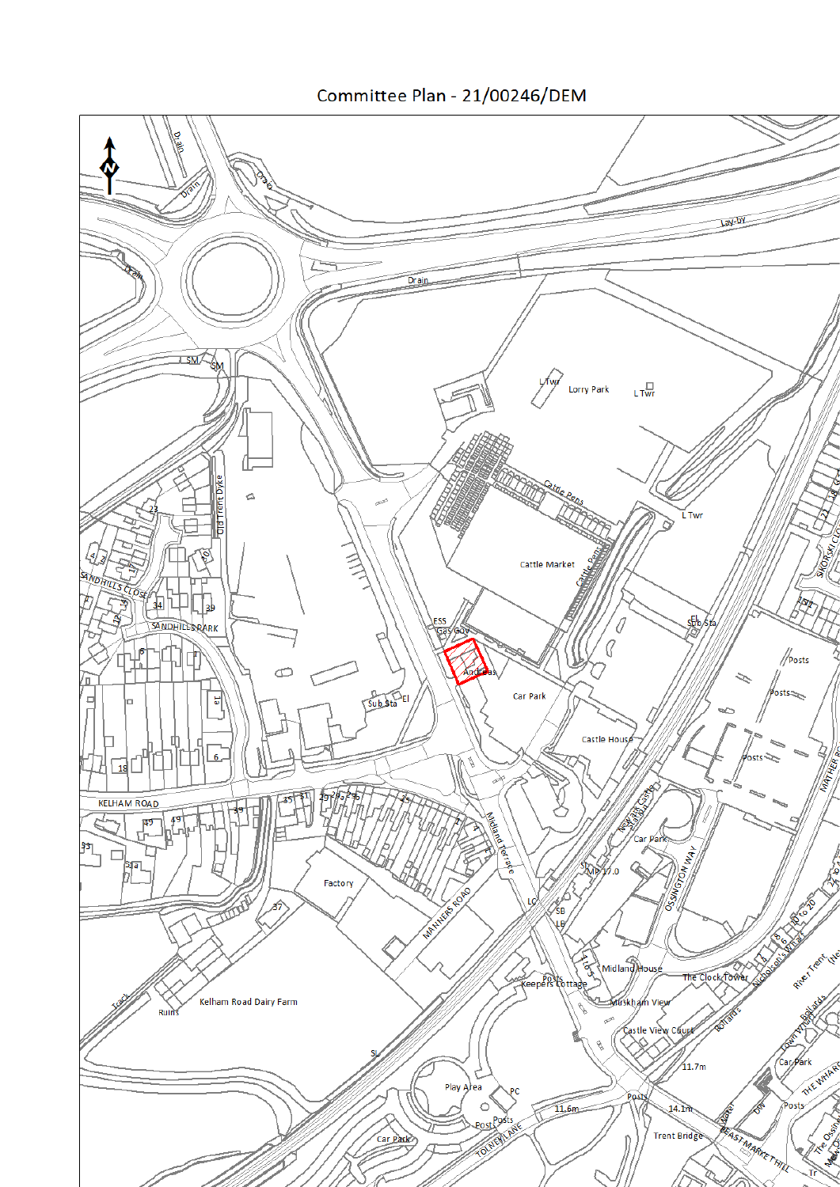# Committee Plan - 21/00246/DEM